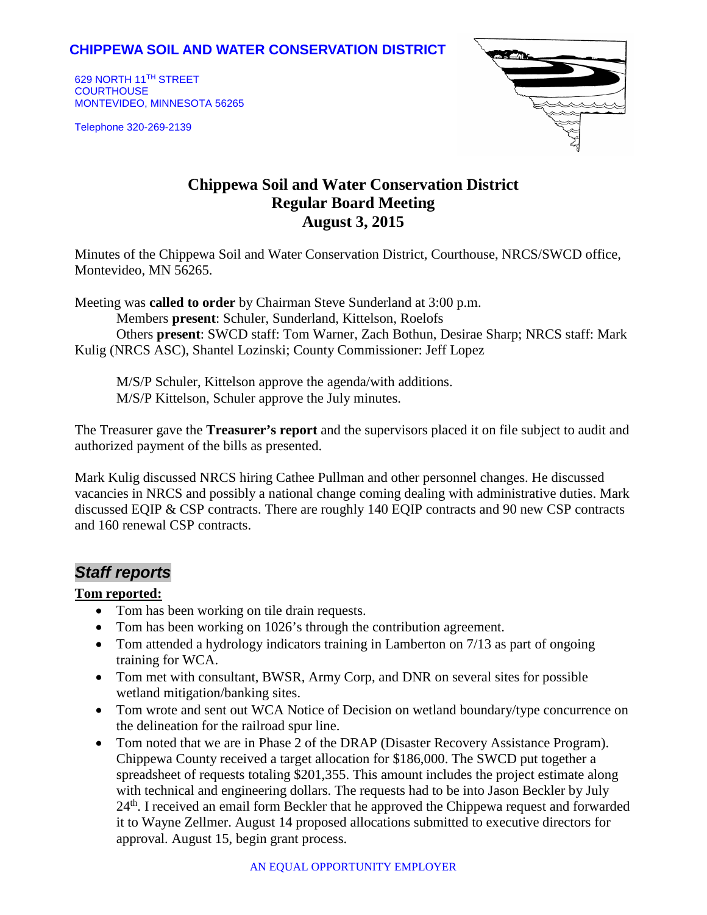**CHIPPEWA SOIL AND WATER CONSERVATION DISTRICT**

629 NORTH 11TH STREET
COURTHOUSE
MONTEVIDEO, MINNESOTA 56265

Telephone 320-269-2139

# Chippewa Soil and Water Conservation District
## Regular Board Meeting
## August 3, 2015

Minutes of the Chippewa Soil and Water Conservation District, Courthouse, NRCS/SWCD office, Montevideo, MN 56265.

Meeting was **called to order** by Chairman Steve Sunderland at 3:00 p.m.

Members **present**: Schuler, Sunderland, Kittelson, Roelofs

Others **present**: SWCD staff: Tom Warner, Zach Bothun, Desirae Sharp; NRCS staff: Mark Kulig (NRCS ASC), Shantel Lozinski; County Commissioner: Jeff Lopez

M/S/P Schuler, Kittelson approve the agenda/with additions.

M/S/P Kittelson, Schuler approve the July minutes.

The Treasurer gave the **Treasurer's report** and the supervisors placed it on file subject to audit and authorized payment of the bills as presented.

Mark Kulig discussed NRCS hiring Cathee Pullman and other personnel changes. He discussed vacancies in NRCS and possibly a national change coming dealing with administrative duties. Mark discussed EQIP & CSP contracts. There are roughly 140 EQIP contracts and 90 new CSP contracts and 160 renewal CSP contracts.

## *Staff reports*

**Tom reported:**

- Tom has been working on tile drain requests.
- Tom has been working on 1026's through the contribution agreement.
- Tom attended a hydrology indicators training in Lamberton on 7/13 as part of ongoing training for WCA.
- Tom met with consultant, BWSR, Army Corp, and DNR on several sites for possible wetland mitigation/banking sites.
- Tom wrote and sent out WCA Notice of Decision on wetland boundary/type concurrence on the delineation for the railroad spur line.
- Tom noted that we are in Phase 2 of the DRAP (Disaster Recovery Assistance Program). Chippewa County received a target allocation for $186,000. The SWCD put together a spreadsheet of requests totaling $201,355. This amount includes the project estimate along with technical and engineering dollars. The requests had to be into Jason Beckler by July 24th. I received an email form Beckler that he approved the Chippewa request and forwarded it to Wayne Zellmer. August 14 proposed allocations submitted to executive directors for approval. August 15, begin grant process.

AN EQUAL OPPORTUNITY EMPLOYER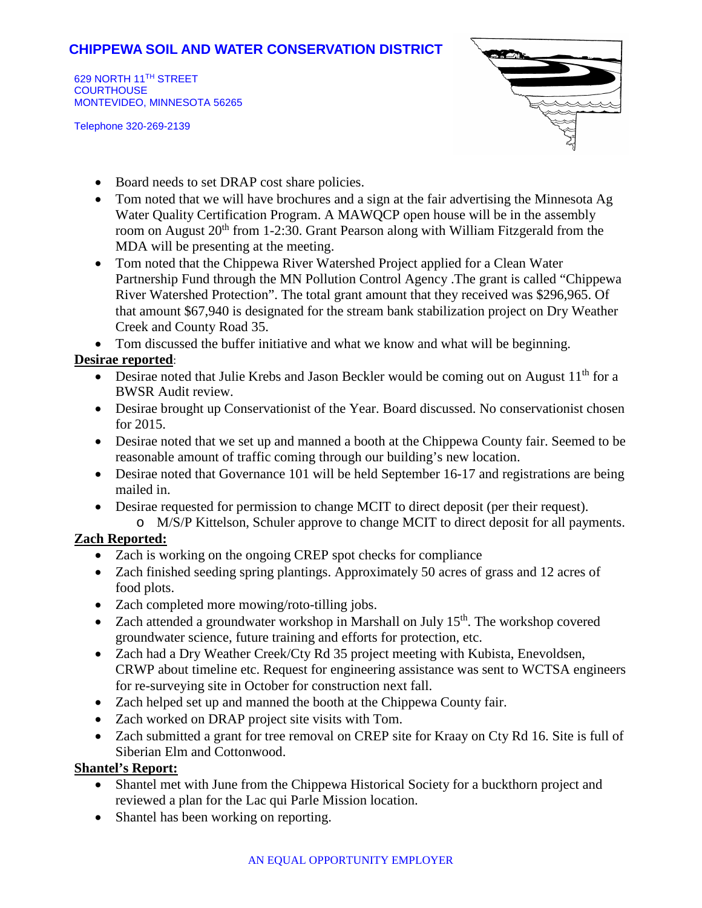- Board needs to set DRAP cost share policies.
- Tom noted that we will have brochures and a sign at the fair advertising the Minnesota Ag Water Quality Certification Program. A MAWQCP open house will be in the assembly room on August 20th from 1-2:30. Grant Pearson along with William Fitzgerald from the MDA will be presenting at the meeting.
- Tom noted that the Chippewa River Watershed Project applied for a Clean Water Partnership Fund through the MN Pollution Control Agency .The grant is called "Chippewa River Watershed Protection". The total grant amount that they received was $296,965. Of that amount $67,940 is designated for the stream bank stabilization project on Dry Weather Creek and County Road 35.
- Tom discussed the buffer initiative and what we know and what will be beginning.

**Desirae reported**:

- Desirae noted that Julie Krebs and Jason Beckler would be coming out on August 11th for a BWSR Audit review.
- Desirae brought up Conservationist of the Year. Board discussed. No conservationist chosen for 2015.
- Desirae noted that we set up and manned a booth at the Chippewa County fair. Seemed to be reasonable amount of traffic coming through our building's new location.
- Desirae noted that Governance 101 will be held September 16-17 and registrations are being mailed in.
- Desirae requested for permission to change MCIT to direct deposit (per their request).
  - M/S/P Kittelson, Schuler approve to change MCIT to direct deposit for all payments.

**Zach Reported:**

- Zach is working on the ongoing CREP spot checks for compliance
- Zach finished seeding spring plantings. Approximately 50 acres of grass and 12 acres of food plots.
- Zach completed more mowing/roto-tilling jobs.
- Zach attended a groundwater workshop in Marshall on July 15th. The workshop covered groundwater science, future training and efforts for protection, etc.
- Zach had a Dry Weather Creek/Cty Rd 35 project meeting with Kubista, Enevoldsen, CRWP about timeline etc. Request for engineering assistance was sent to WCTSA engineers for re-surveying site in October for construction next fall.
- Zach helped set up and manned the booth at the Chippewa County fair.
- Zach worked on DRAP project site visits with Tom.
- Zach submitted a grant for tree removal on CREP site for Kraay on Cty Rd 16. Site is full of Siberian Elm and Cottonwood.

**Shantel's Report:**

- Shantel met with June from the Chippewa Historical Society for a buckthorn project and reviewed a plan for the Lac qui Parle Mission location.
- Shantel has been working on reporting.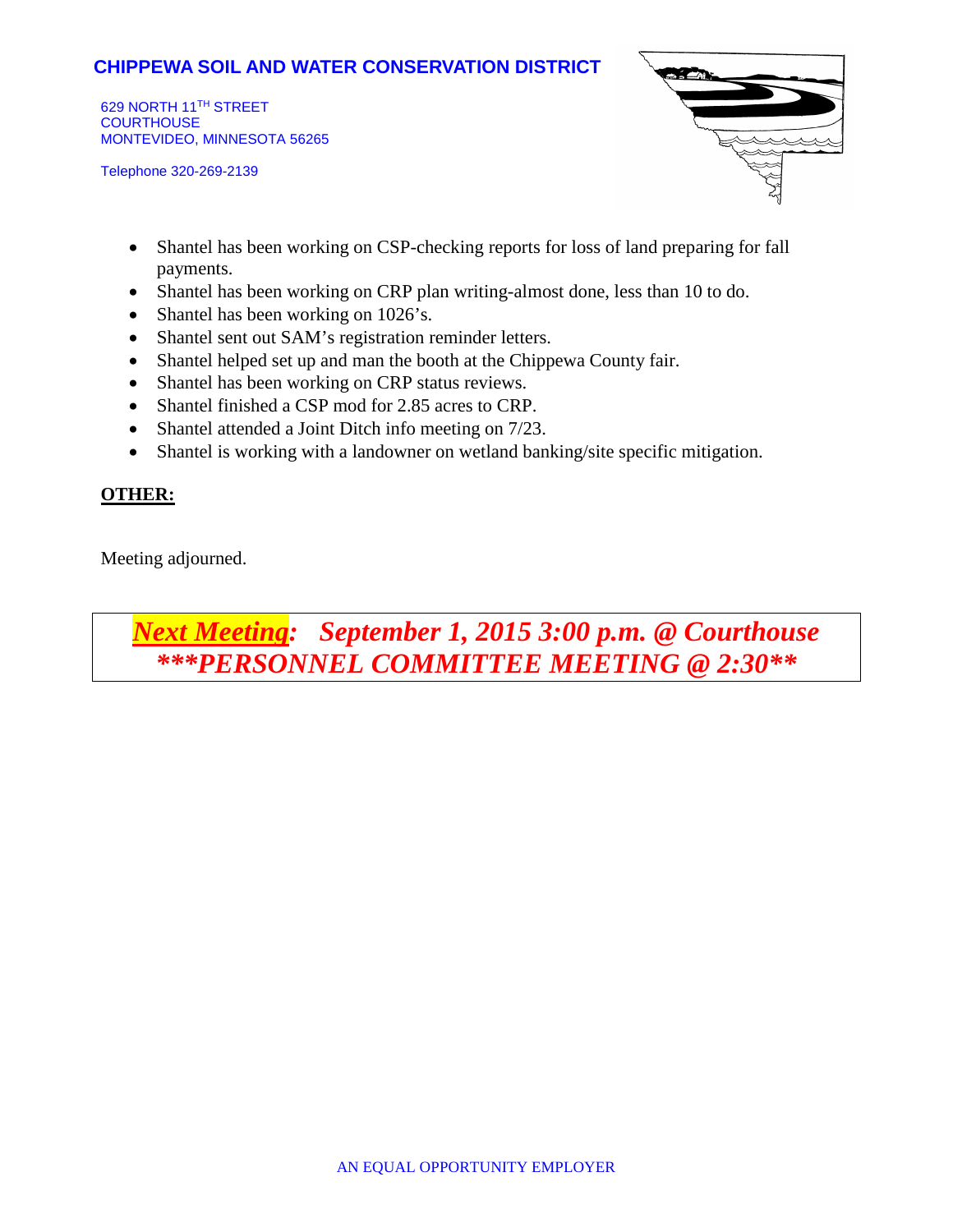**CHIPPEWA SOIL AND WATER CONSERVATION DISTRICT**

629 NORTH 11TH STREET
COURTHOUSE
MONTEVIDEO, MINNESOTA 56265

Telephone 320-269-2139

- Shantel has been working on CSP-checking reports for loss of land preparing for fall payments.
- Shantel has been working on CRP plan writing-almost done, less than 10 to do.
- Shantel has been working on 1026's.
- Shantel sent out SAM's registration reminder letters.
- Shantel helped set up and man the booth at the Chippewa County fair.
- Shantel has been working on CRP status reviews.
- Shantel finished a CSP mod for 2.85 acres to CRP.
- Shantel attended a Joint Ditch info meeting on 7/23.
- Shantel is working with a landowner on wetland banking/site specific mitigation.

**OTHER:**

Meeting adjourned.

***Next Meeting*: September 1, 2015 3:00 p.m. @ Courthouse**
***\*\*\*PERSONNEL COMMITTEE MEETING @ 2:30\*\****

AN EQUAL OPPORTUNITY EMPLOYER